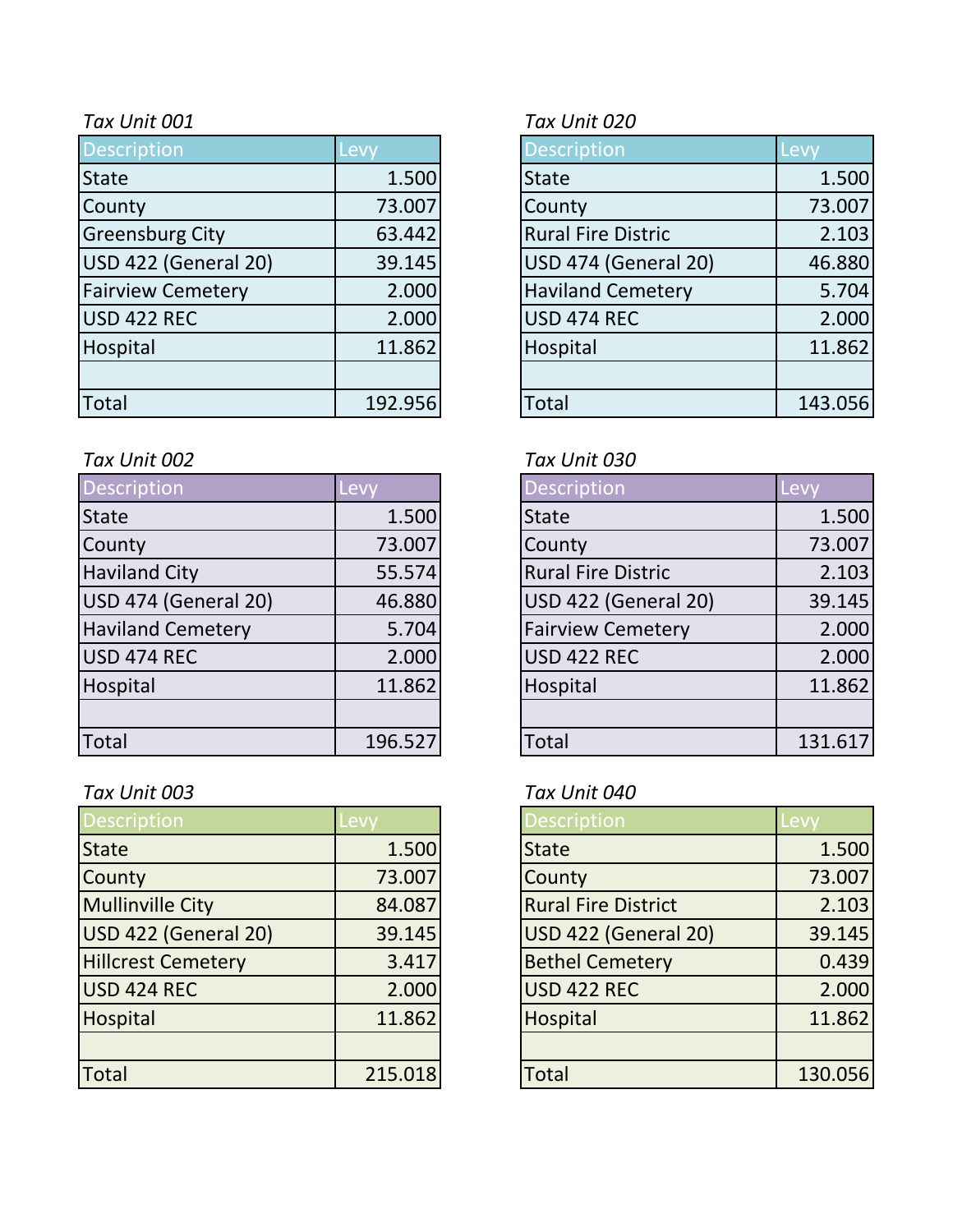*Tax Unit 001*

| Description | Levy |
|---|---|
| State | 1.500 |
| County | 73.007 |
| Greensburg City | 63.442 |
| USD 422 (General 20) | 39.145 |
| Fairview Cemetery | 2.000 |
| USD 422 REC | 2.000 |
| Hospital | 11.862 |
| | |
| Total | 192.956 |

*Tax Unit 002*

| Description | Levy |
|---|---|
| State | 1.500 |
| County | 73.007 |
| Haviland City | 55.574 |
| USD 474 (General 20) | 46.880 |
| Haviland Cemetery | 5.704 |
| USD 474 REC | 2.000 |
| Hospital | 11.862 |
| | |
| Total | 196.527 |

*Tax Unit 003*

| Description | Levy |
|---|---|
| State | 1.500 |
| County | 73.007 |
| Mullinville City | 84.087 |
| USD 422 (General 20) | 39.145 |
| Hillcrest Cemetery | 3.417 |
| USD 424 REC | 2.000 |
| Hospital | 11.862 |
| | |
| Total | 215.018 |

*Tax Unit 020*

| Description | Levy |
|---|---|
| State | 1.500 |
| County | 73.007 |
| Rural Fire Distric | 2.103 |
| USD 474 (General 20) | 46.880 |
| Haviland Cemetery | 5.704 |
| USD 474 REC | 2.000 |
| Hospital | 11.862 |
| | |
| Total | 143.056 |

*Tax Unit 030*

| Description | Levy |
|---|---|
| State | 1.500 |
| County | 73.007 |
| Rural Fire Distric | 2.103 |
| USD 422 (General 20) | 39.145 |
| Fairview Cemetery | 2.000 |
| USD 422 REC | 2.000 |
| Hospital | 11.862 |
| | |
| Total | 131.617 |

*Tax Unit 040*

| Description | Levy |
|---|---|
| State | 1.500 |
| County | 73.007 |
| Rural Fire District | 2.103 |
| USD 422 (General 20) | 39.145 |
| Bethel Cemetery | 0.439 |
| USD 422 REC | 2.000 |
| Hospital | 11.862 |
| | |
| Total | 130.056 |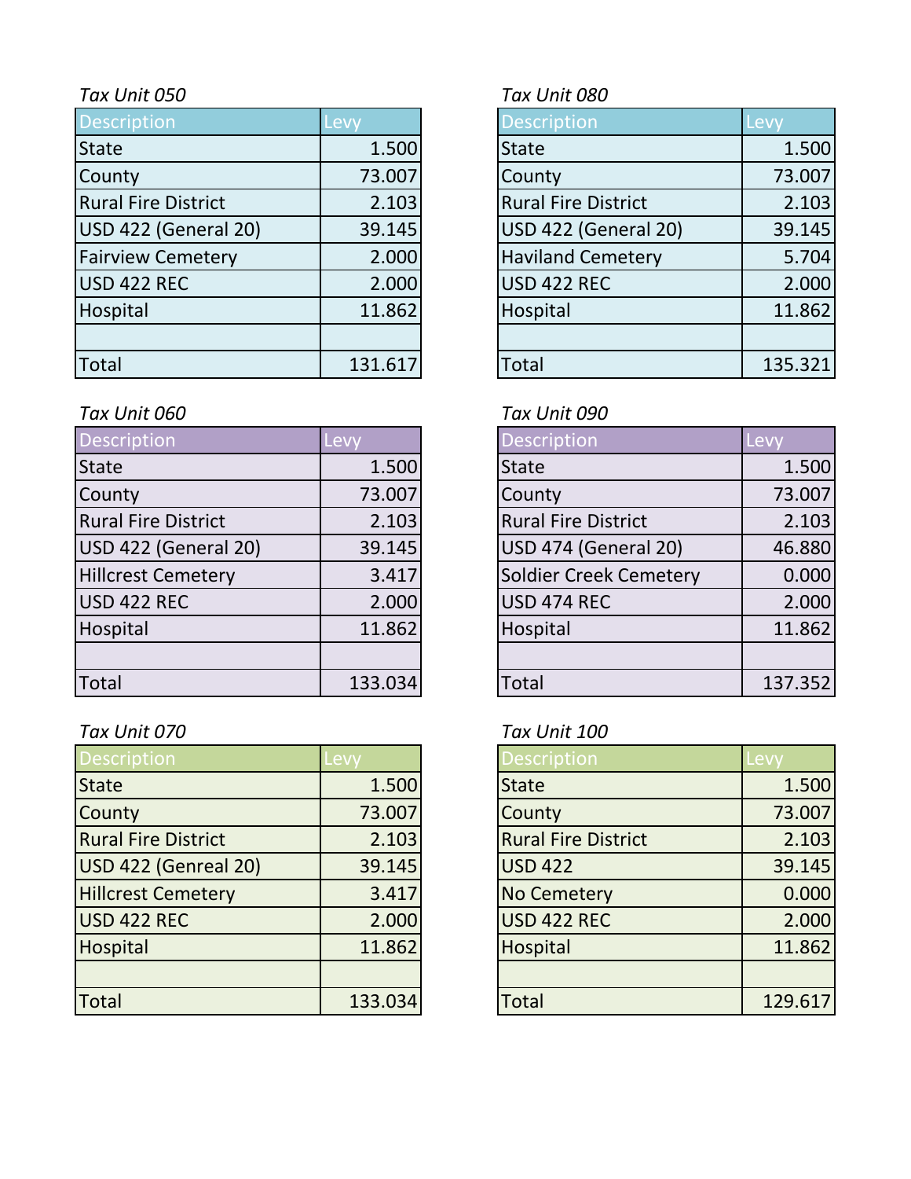*Tax Unit 050*

| Description | Levy |
| --- | --- |
| State | 1.500 |
| County | 73.007 |
| Rural Fire District | 2.103 |
| USD 422 (General 20) | 39.145 |
| Fairview Cemetery | 2.000 |
| USD 422 REC | 2.000 |
| Hospital | 11.862 |
| | |
| Total | 131.617 |

*Tax Unit 080*

| Description | Levy |
| --- | --- |
| State | 1.500 |
| County | 73.007 |
| Rural Fire District | 2.103 |
| USD 422 (General 20) | 39.145 |
| Haviland Cemetery | 5.704 |
| USD 422 REC | 2.000 |
| Hospital | 11.862 |
| | |
| Total | 135.321 |

*Tax Unit 060*

| Description | Levy |
| --- | --- |
| State | 1.500 |
| County | 73.007 |
| Rural Fire District | 2.103 |
| USD 422 (General 20) | 39.145 |
| Hillcrest Cemetery | 3.417 |
| USD 422 REC | 2.000 |
| Hospital | 11.862 |
| | |
| Total | 133.034 |

*Tax Unit 090*

| Description | Levy |
| --- | --- |
| State | 1.500 |
| County | 73.007 |
| Rural Fire District | 2.103 |
| USD 474 (General 20) | 46.880 |
| Soldier Creek Cemetery | 0.000 |
| USD 474 REC | 2.000 |
| Hospital | 11.862 |
| | |
| Total | 137.352 |

*Tax Unit 070*

| Description | Levy |
| --- | --- |
| State | 1.500 |
| County | 73.007 |
| Rural Fire District | 2.103 |
| USD 422 (Genreal 20) | 39.145 |
| Hillcrest Cemetery | 3.417 |
| USD 422 REC | 2.000 |
| Hospital | 11.862 |
| | |
| Total | 133.034 |

*Tax Unit 100*

| Description | Levy |
| --- | --- |
| State | 1.500 |
| County | 73.007 |
| Rural Fire District | 2.103 |
| USD 422 | 39.145 |
| No Cemetery | 0.000 |
| USD 422 REC | 2.000 |
| Hospital | 11.862 |
| | |
| Total | 129.617 |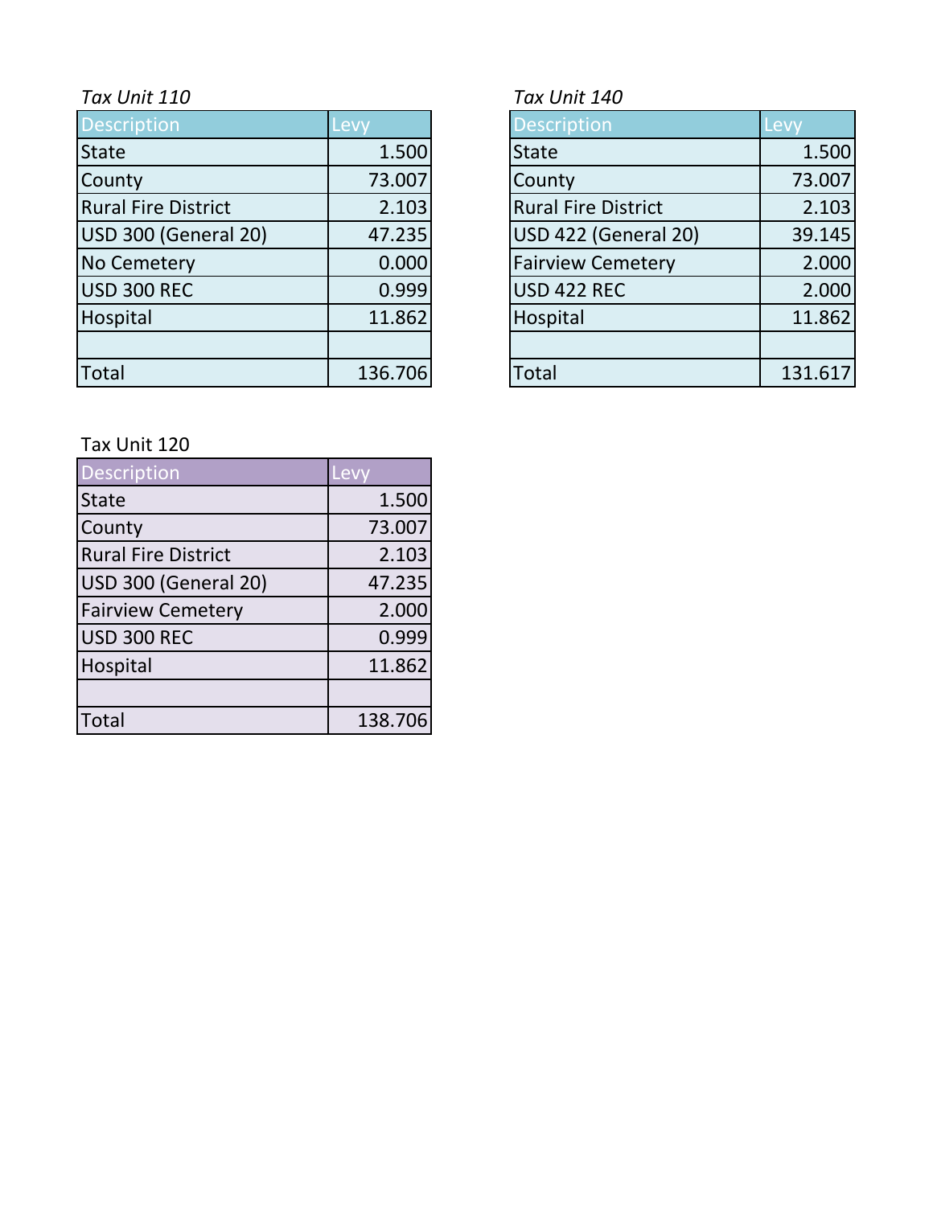*Tax Unit 110*

| Description | Levy |
|---|---|
| State | 1.500 |
| County | 73.007 |
| Rural Fire District | 2.103 |
| USD 300 (General 20) | 47.235 |
| No Cemetery | 0.000 |
| USD 300 REC | 0.999 |
| Hospital | 11.862 |
| | |
| Total | 136.706 |

*Tax Unit 140*

| Description | Levy |
|---|---|
| State | 1.500 |
| County | 73.007 |
| Rural Fire District | 2.103 |
| USD 422 (General 20) | 39.145 |
| Fairview Cemetery | 2.000 |
| USD 422 REC | 2.000 |
| Hospital | 11.862 |
| | |
| Total | 131.617 |

Tax Unit 120

| Description | Levy |
|---|---|
| State | 1.500 |
| County | 73.007 |
| Rural Fire District | 2.103 |
| USD 300 (General 20) | 47.235 |
| Fairview Cemetery | 2.000 |
| USD 300 REC | 0.999 |
| Hospital | 11.862 |
| | |
| Total | 138.706 |